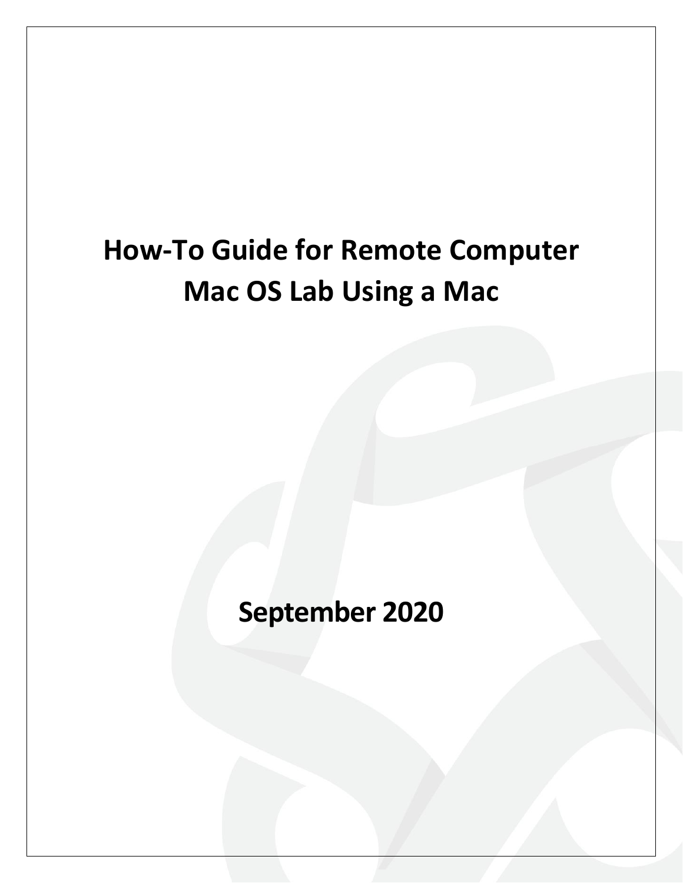# How-To Guide for Remote Computer Mac OS Lab Using a Mac

## September 2020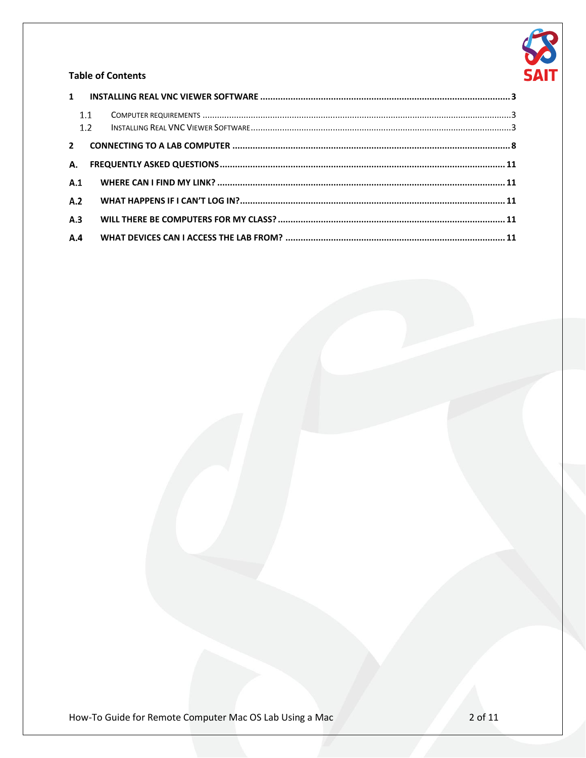**Table of Contents**

1 INSTALLING REAL VNC VIEWER SOFTWARE ........................................ 3

1.1 COMPUTER REQUIREMENTS ........................................ 3

1.2 INSTALLING REAL VNC VIEWER SOFTWARE ........................................ 3

2 CONNECTING TO A LAB COMPUTER ........................................ 8

A. FREQUENTLY ASKED QUESTIONS ........................................ 11

A.1 WHERE CAN I FIND MY LINK? ........................................ 11

A.2 WHAT HAPPENS IF I CAN'T LOG IN? ........................................ 11

A.3 WILL THERE BE COMPUTERS FOR MY CLASS? ........................................ 11

A.4 WHAT DEVICES CAN I ACCESS THE LAB FROM? ........................................ 11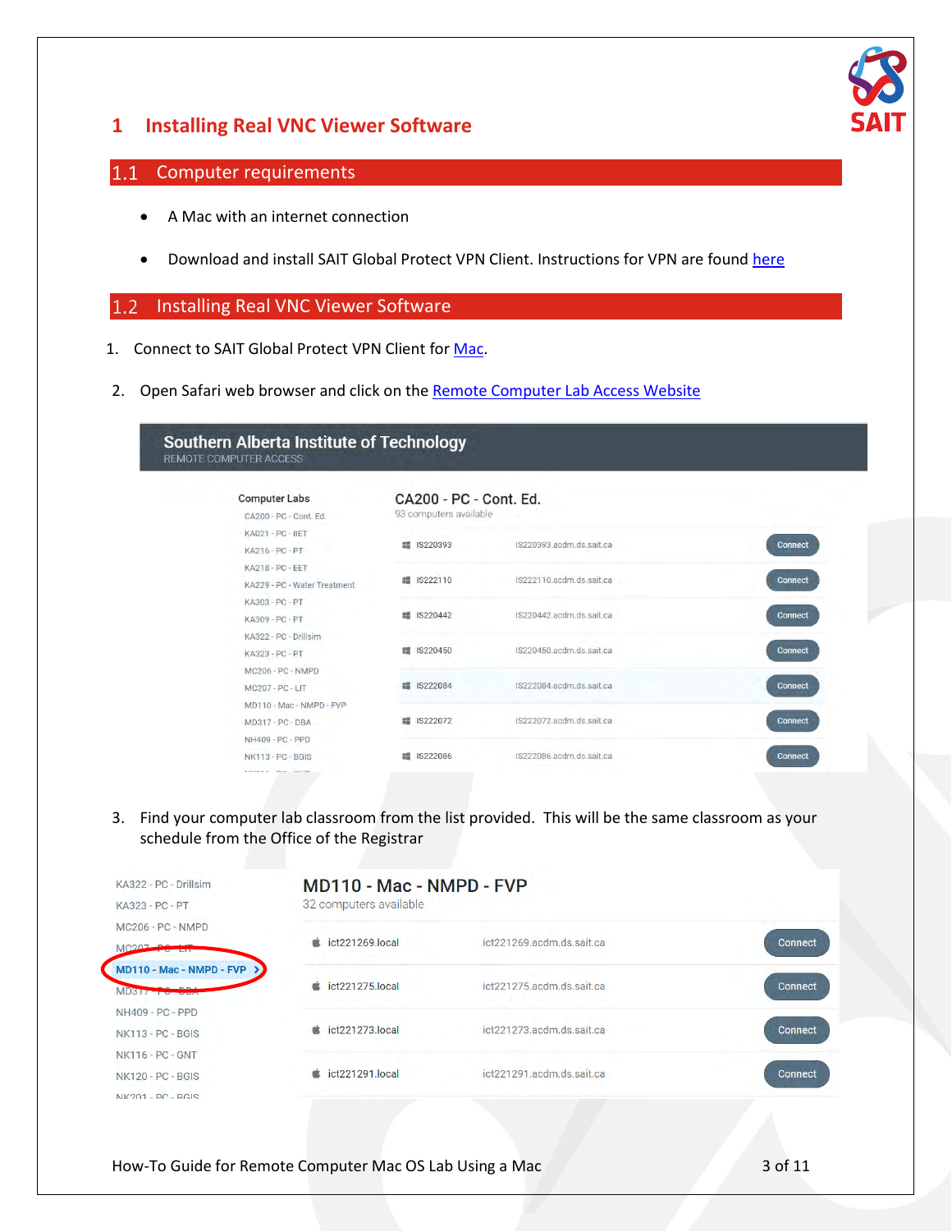# 1 Installing Real VNC Viewer Software

## 1.1 Computer requirements

- A Mac with an internet connection
- Download and install SAIT Global Protect VPN Client. Instructions for VPN are found here

## 1.2 Installing Real VNC Viewer Software

1. Connect to SAIT Global Protect VPN Client for Mac.
2. Open Safari web browser and click on the Remote Computer Lab Access Website
3. Find your computer lab classroom from the list provided. This will be the same classroom as your schedule from the Office of the Registrar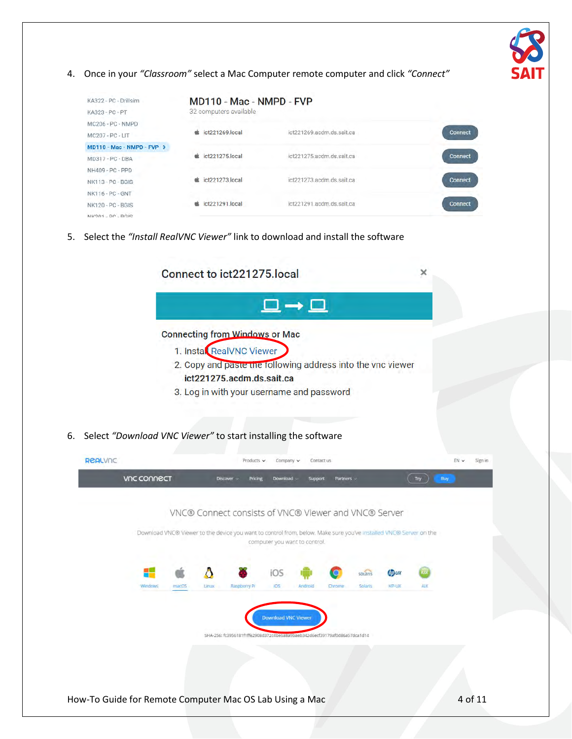4. Once in your *"Classroom"* select a Mac Computer remote computer and click *"Connect"*

5. Select the *"Install RealVNC Viewer"* link to download and install the software

6. Select *"Download VNC Viewer"* to start installing the software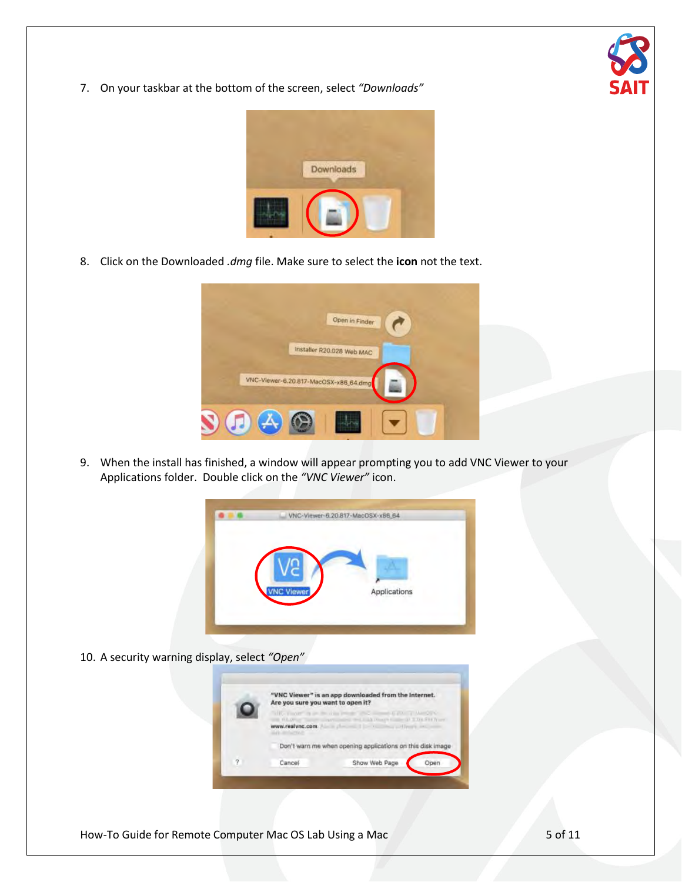7. On your taskbar at the bottom of the screen, select *"Downloads"*

8. Click on the Downloaded *.dmg* file. Make sure to select the **icon** not the text.

9. When the install has finished, a window will appear prompting you to add VNC Viewer to your Applications folder. Double click on the *"VNC Viewer"* icon.

10. A security warning display, select *"Open"*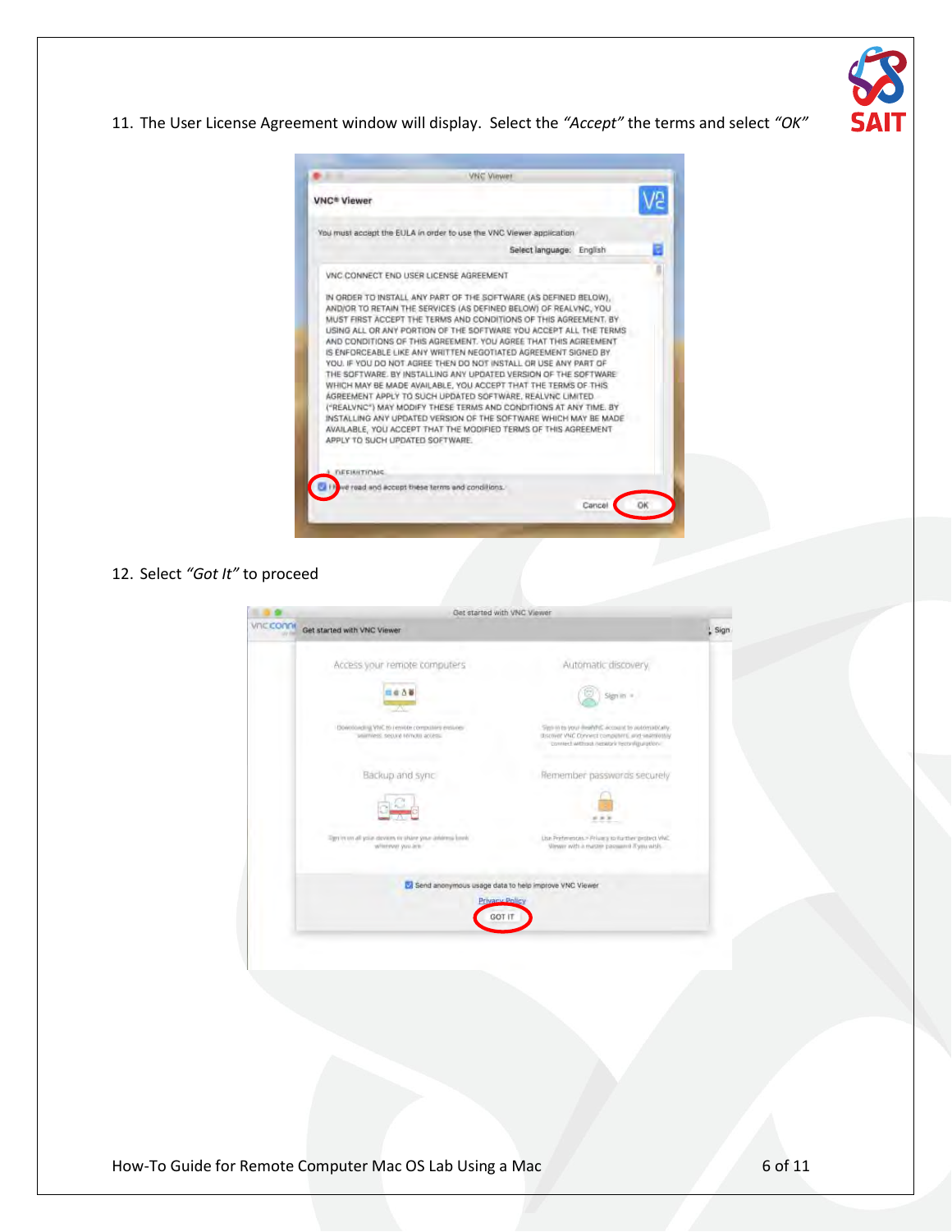11. The User License Agreement window will display. Select the *"Accept"* the terms and select *"OK"*

12. Select *"Got It"* to proceed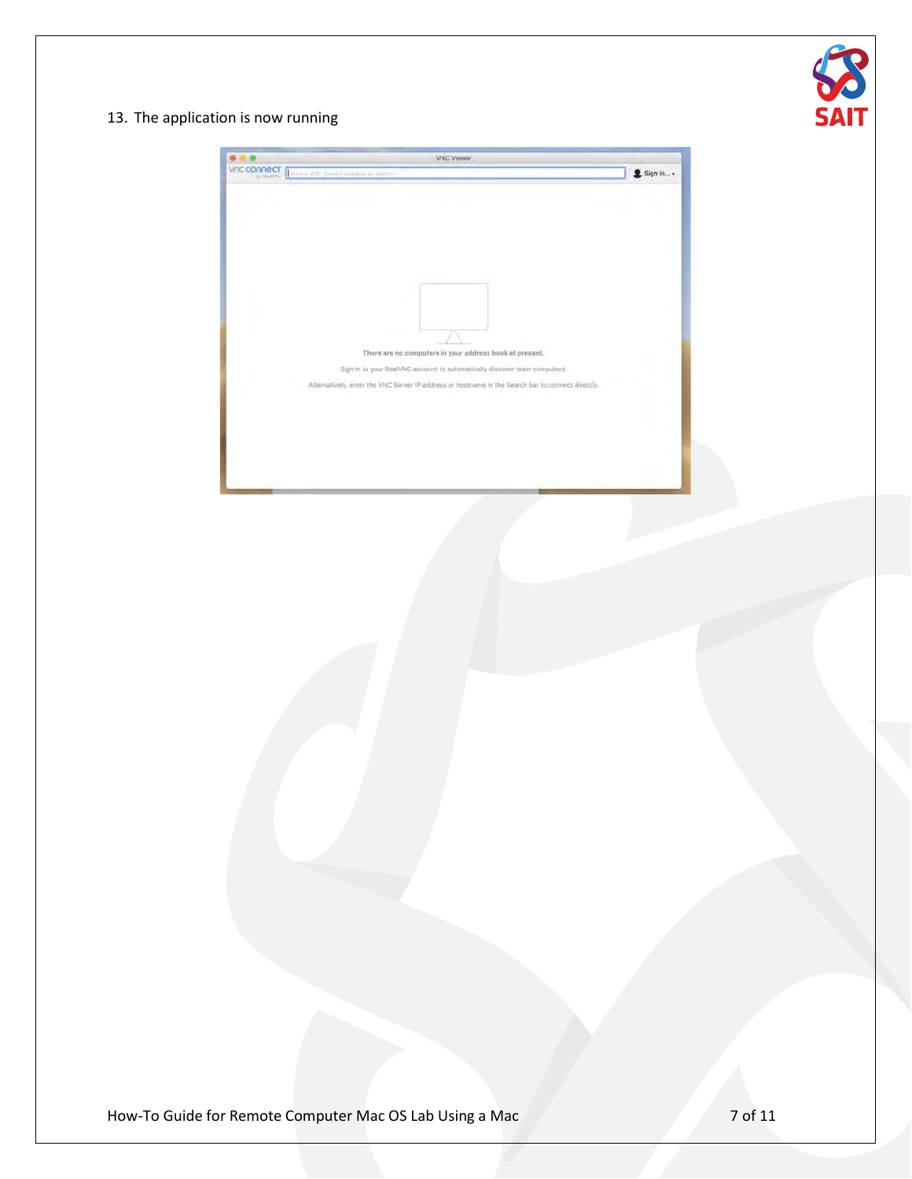13. The application is now running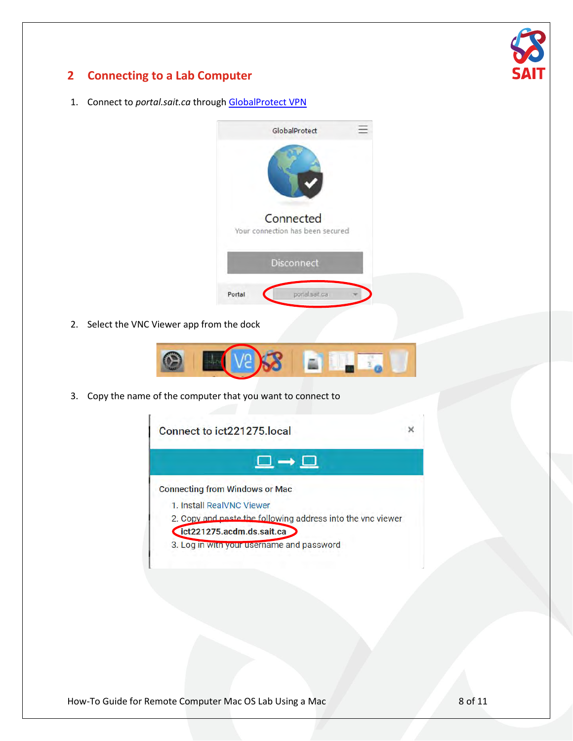## 2 Connecting to a Lab Computer

1. Connect to *portal.sait.ca* through GlobalProtect VPN

2. Select the VNC Viewer app from the dock

3. Copy the name of the computer that you want to connect to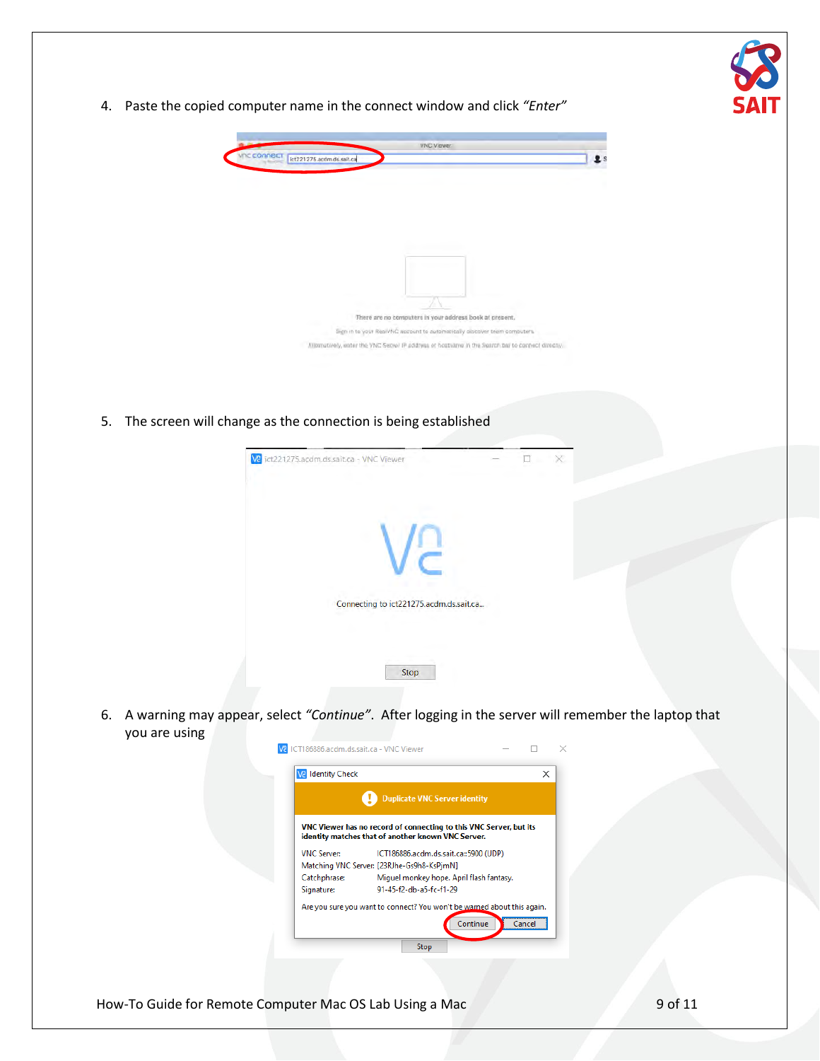4. Paste the copied computer name in the connect window and click *"Enter"*

5. The screen will change as the connection is being established

6. A warning may appear, select *"Continue"*. After logging in the server will remember the laptop that you are using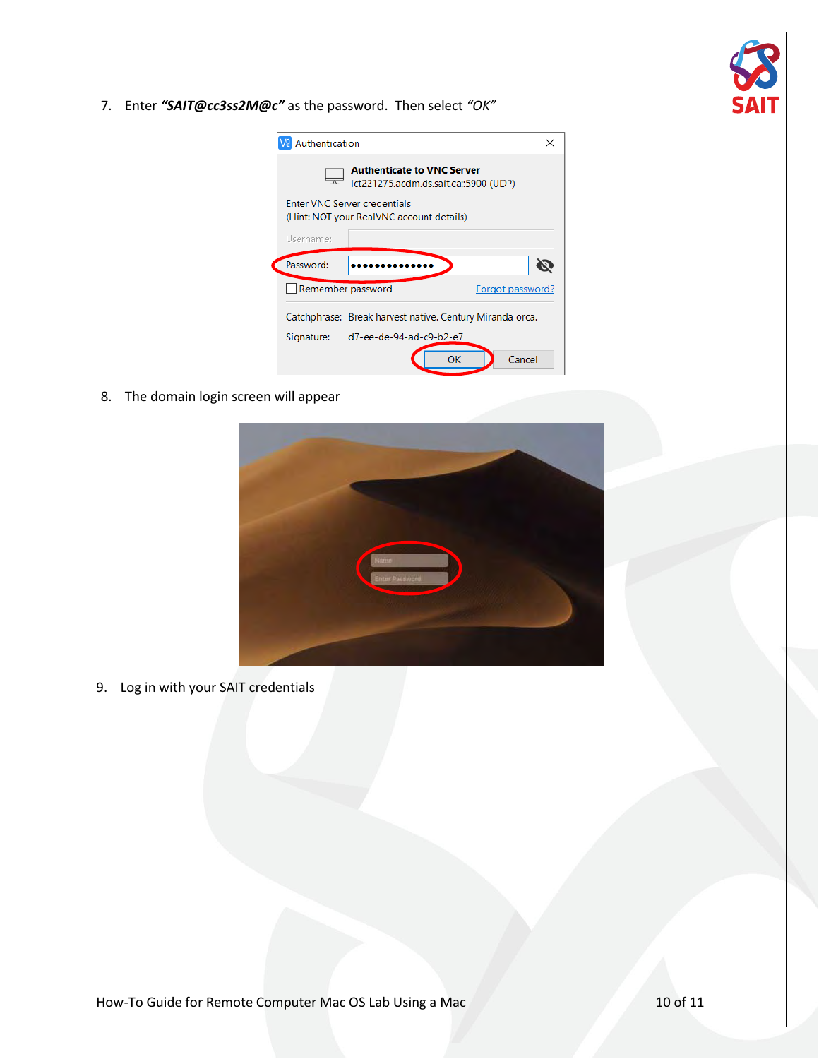7. Enter ***"SAIT@cc3ss2M@c"*** as the password. Then select *"OK"*

8. The domain login screen will appear

9. Log in with your SAIT credentials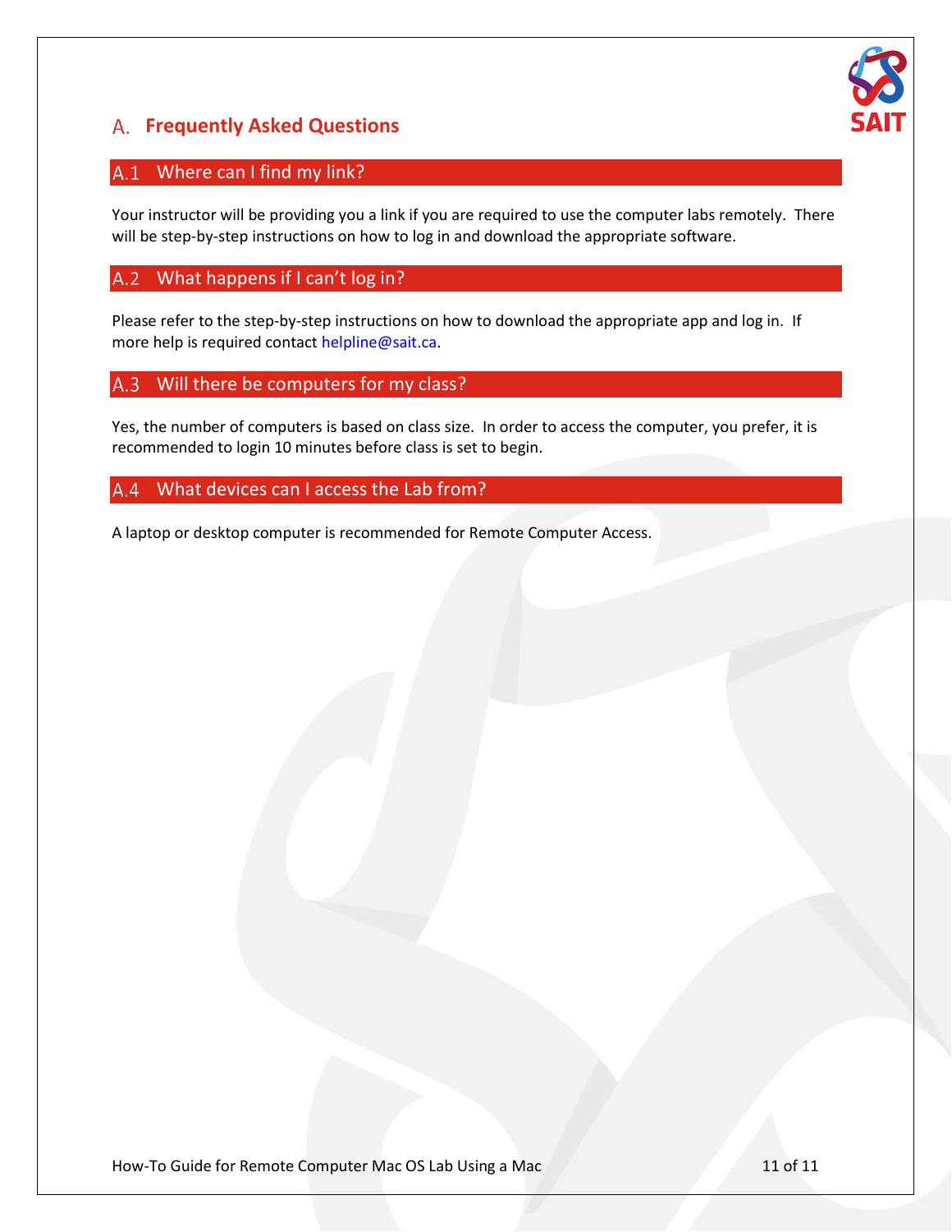# A. Frequently Asked Questions

## A.1 Where can I find my link?

Your instructor will be providing you a link if you are required to use the computer labs remotely. There will be step-by-step instructions on how to log in and download the appropriate software.

## A.2 What happens if I can't log in?

Please refer to the step-by-step instructions on how to download the appropriate app and log in. If more help is required contact helpline@sait.ca.

## A.3 Will there be computers for my class?

Yes, the number of computers is based on class size. In order to access the computer, you prefer, it is recommended to login 10 minutes before class is set to begin.

## A.4 What devices can I access the Lab from?

A laptop or desktop computer is recommended for Remote Computer Access.